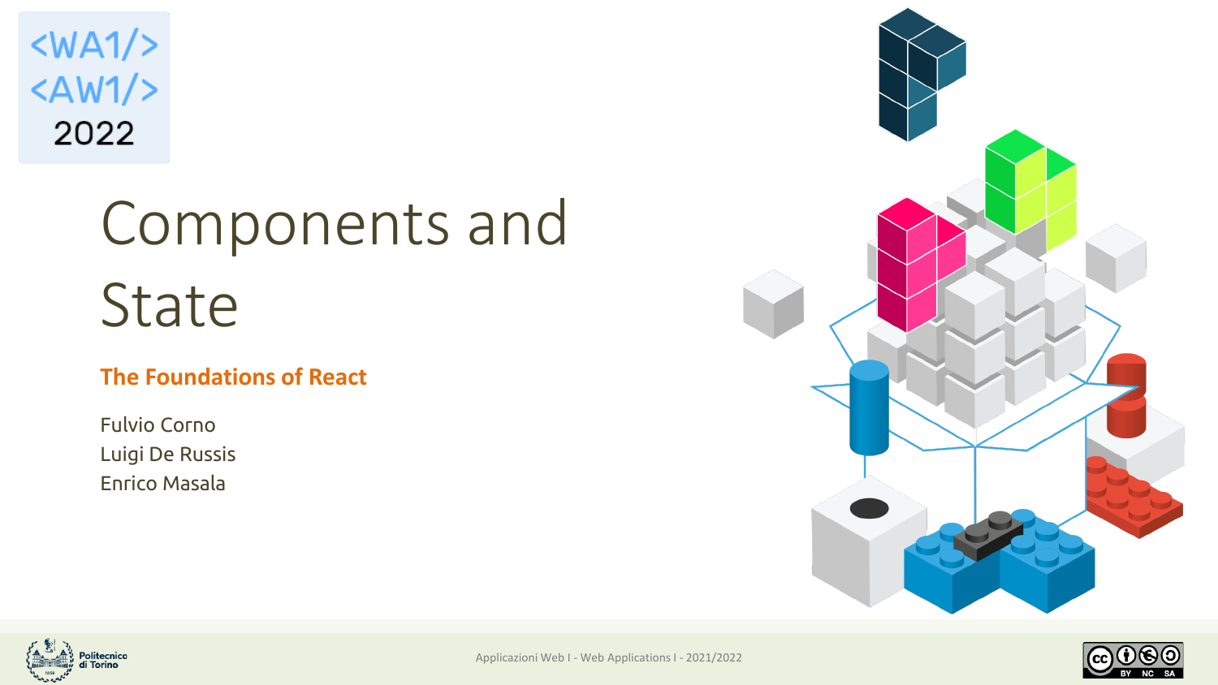<WA1/>
<AW1/>
2022

# Components and State

**The Foundations of React**

Fulvio Corno
Luigi De Russis
Enrico Masala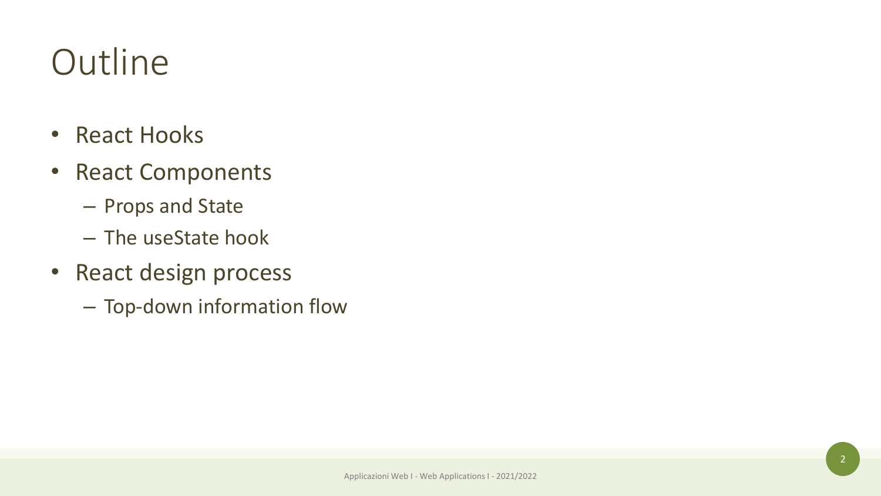# Outline

- React Hooks
- React Components
  - Props and State
  - The useState hook
- React design process
  - Top-down information flow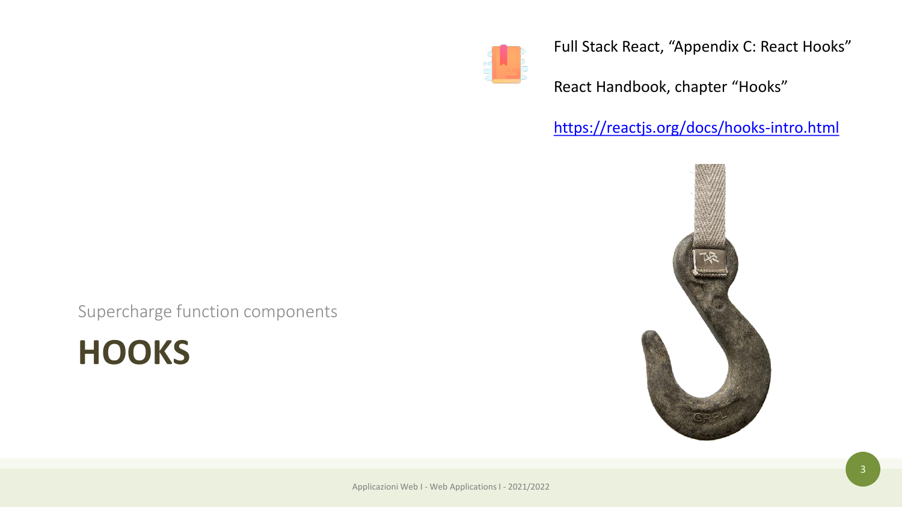Full Stack React, “Appendix C: React Hooks”

React Handbook, chapter “Hooks”

[https://reactjs.org/docs/hooks-intro.html](https://reactjs.org/docs/hooks-intro.html)

Supercharge function components

# HOOKS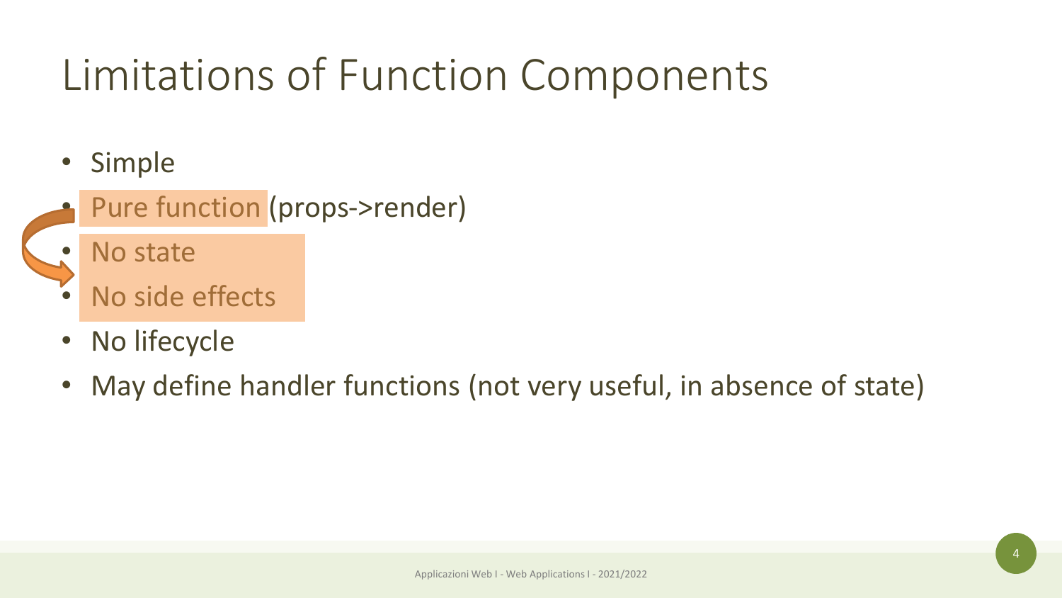# Limitations of Function Components

- Simple
- Pure function (props->render)
- No state
- No side effects
- No lifecycle
- May define handler functions (not very useful, in absence of state)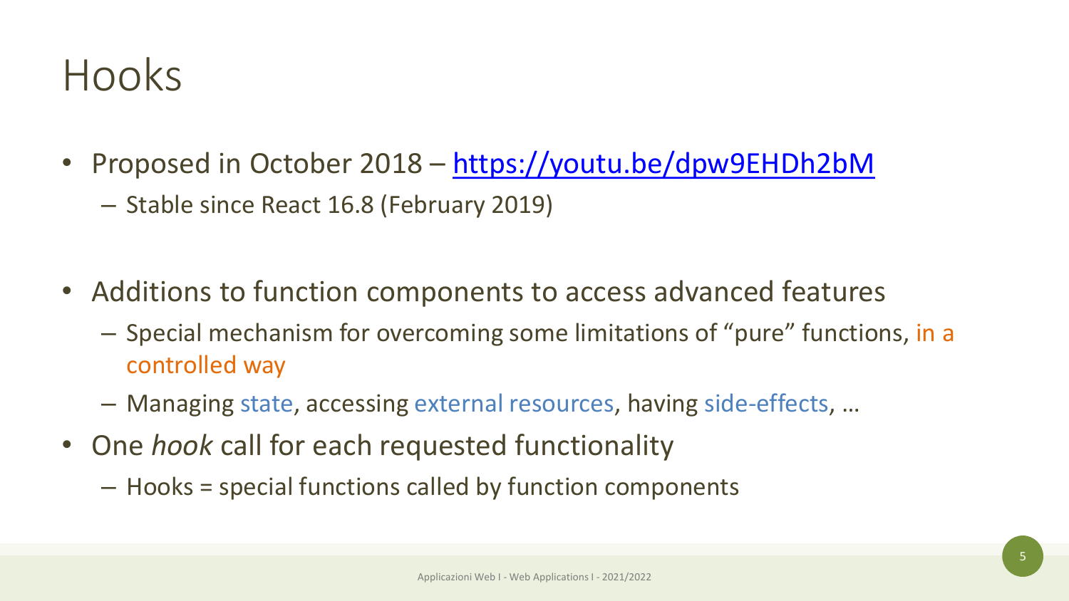# Hooks

- Proposed in October 2018 – [https://youtu.be/dpw9EHDh2bM](https://youtu.be/dpw9EHDh2bM)
  - Stable since React 16.8 (February 2019)

- Additions to function components to access advanced features
  - Special mechanism for overcoming some limitations of "pure" functions, in a controlled way
  - Managing state, accessing external resources, having side-effects, …
- One *hook* call for each requested functionality
  - Hooks = special functions called by function components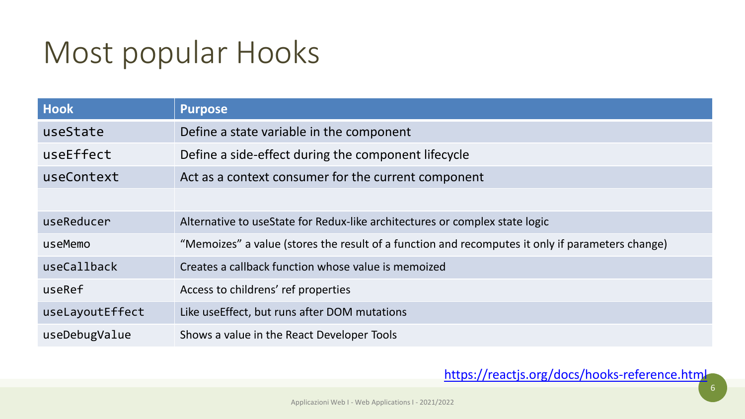# Most popular Hooks

| Hook | Purpose |
| --- | --- |
| useState | Define a state variable in the component |
| useEffect | Define a side-effect during the component lifecycle |
| useContext | Act as a context consumer for the current component |
| | |
| useReducer | Alternative to useState for Redux-like architectures or complex state logic |
| useMemo | “Memoizes” a value (stores the result of a function and recomputes it only if parameters change) |
| useCallback | Creates a callback function whose value is memoized |
| useRef | Access to childrens’ ref properties |
| useLayoutEffect | Like useEffect, but runs after DOM mutations |
| useDebugValue | Shows a value in the React Developer Tools |

https://reactjs.org/docs/hooks-reference.html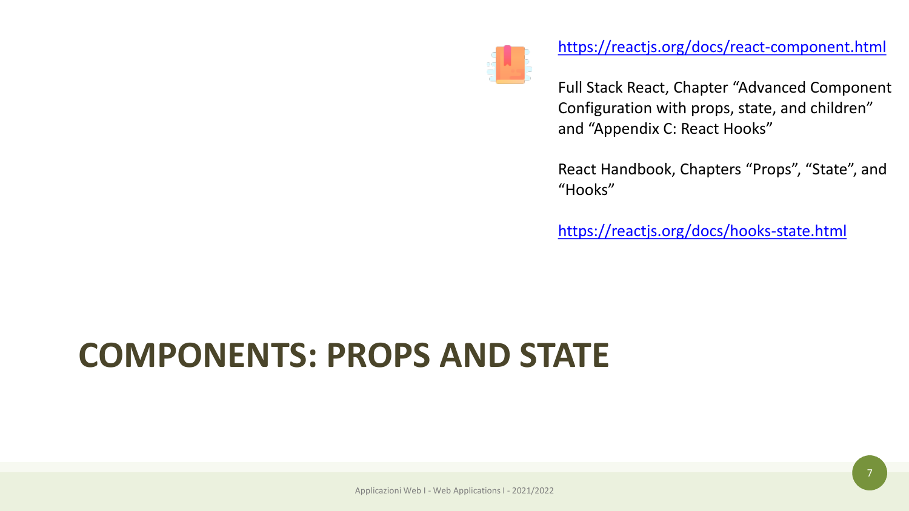https://reactjs.org/docs/react-component.html

Full Stack React, Chapter “Advanced Component Configuration with props, state, and children” and “Appendix C: React Hooks”

React Handbook, Chapters “Props”, “State”, and “Hooks”

https://reactjs.org/docs/hooks-state.html

# COMPONENTS: PROPS AND STATE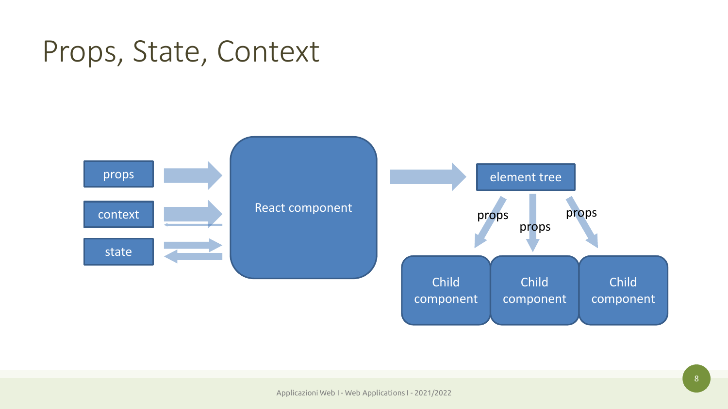# Props, State, Context

props

context

state

React component

element tree

props

props

props

Child component

Child component

Child component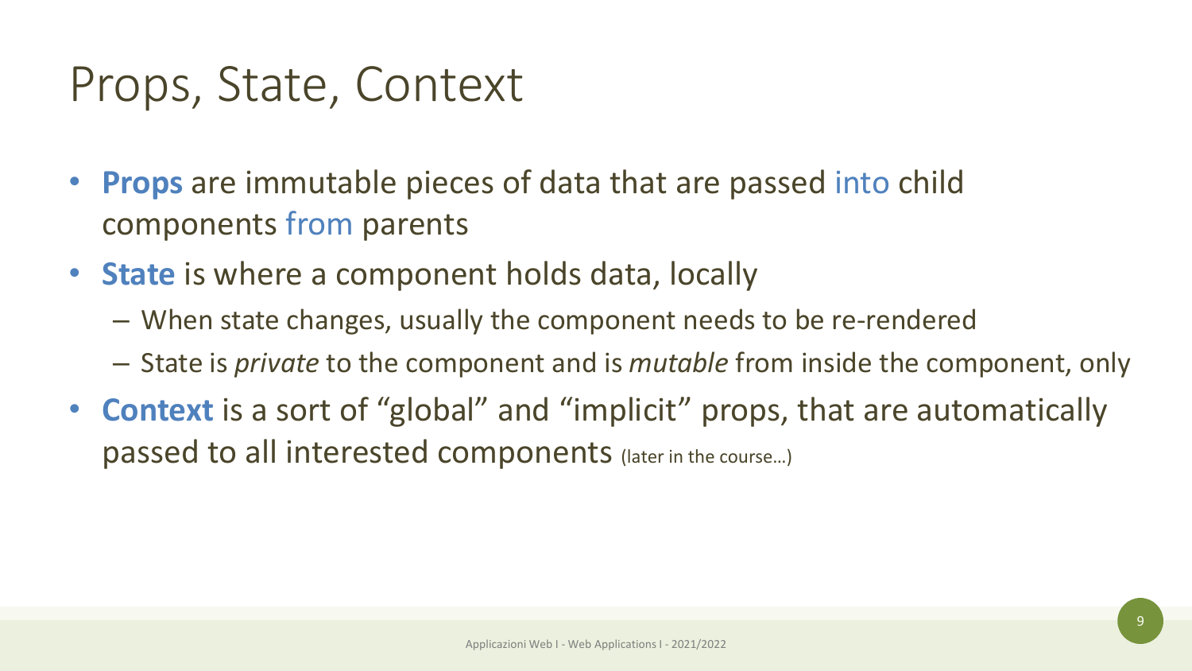# Props, State, Context

- **Props** are immutable pieces of data that are passed into child components from parents
- **State** is where a component holds data, locally
  - When state changes, usually the component needs to be re-rendered
  - State is *private* to the component and is *mutable* from inside the component, only
- **Context** is a sort of "global" and "implicit" props, that are automatically passed to all interested components (later in the course…)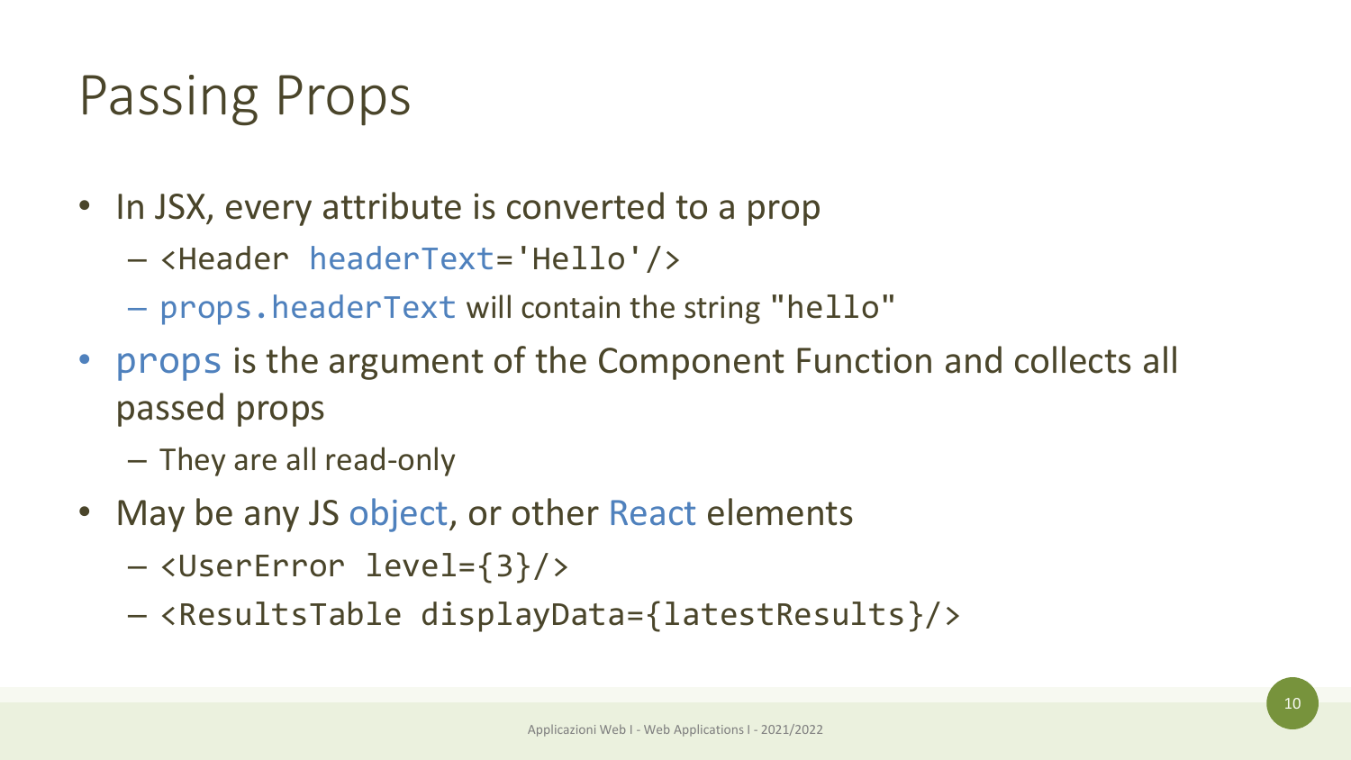# Passing Props

- In JSX, every attribute is converted to a prop
  - `<Header headerText='Hello'/>`
  - `props.headerText` will contain the string `"hello"`
- `props` is the argument of the Component Function and collects all passed props
  - They are all read-only
- May be any JS object, or other React elements
  - `<UserError level={3}/>`
  - `<ResultsTable displayData={latestResults}/>`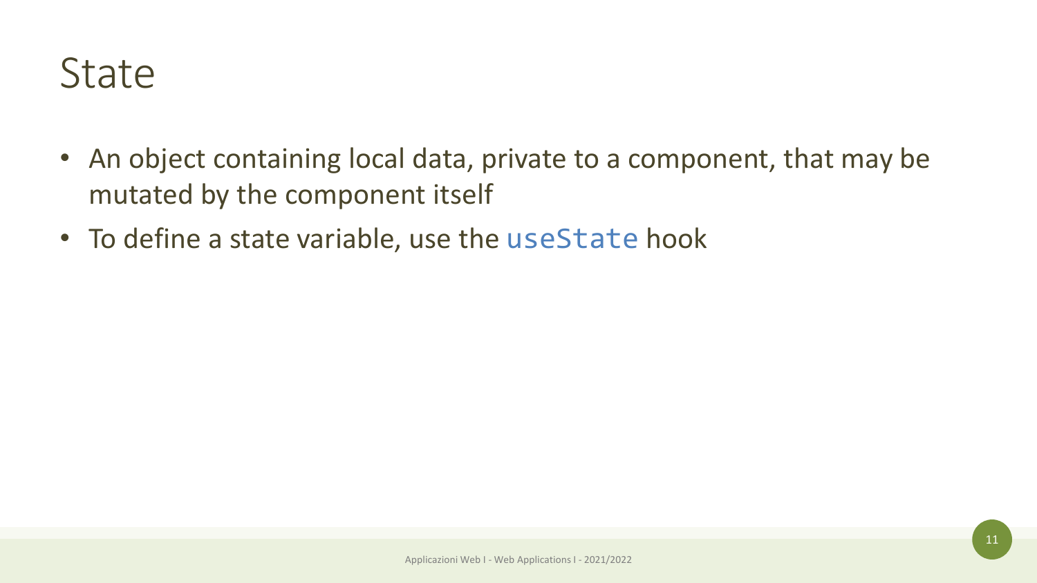# State

- An object containing local data, private to a component, that may be mutated by the component itself
- To define a state variable, use the `useState` hook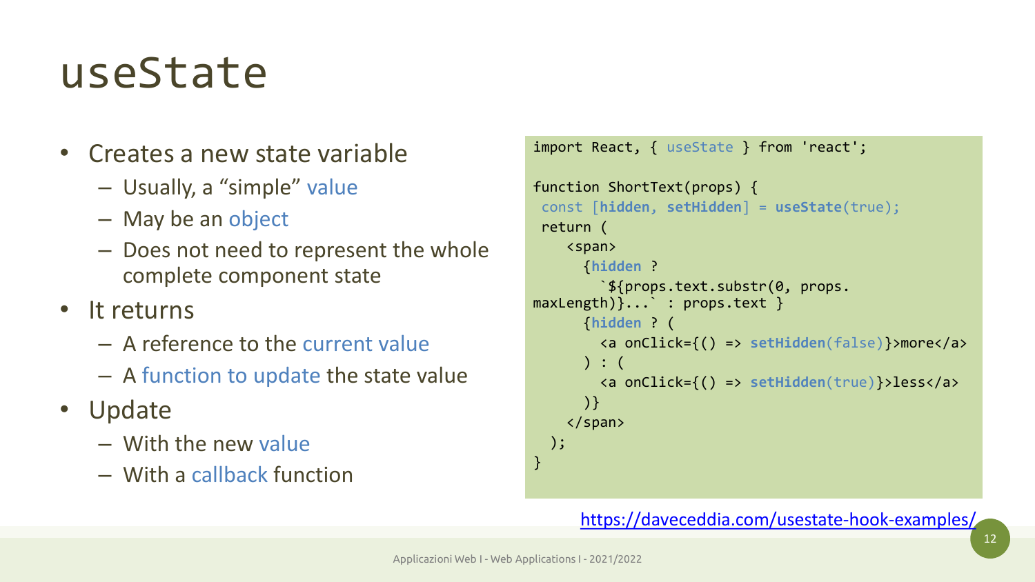# useState

- Creates a new state variable
  - Usually, a "simple" value
  - May be an object
  - Does not need to represent the whole complete component state
- It returns
  - A reference to the current value
  - A function to update the state value
- Update
  - With the new value
  - With a callback function

```
import React, { useState } from 'react';

function ShortText(props) {
 const [hidden, setHidden] = useState(true);
 return (
    <span>
      {hidden ?
        `${props.text.substr(0, props.
maxLength)}...` : props.text }
      {hidden ? (
        <a onClick={() => setHidden(false)}>more</a>
      ) : (
        <a onClick={() => setHidden(true)}>less</a>
      )}
    </span>
  );
}
```

https://daveceddia.com/usestate-hook-examples/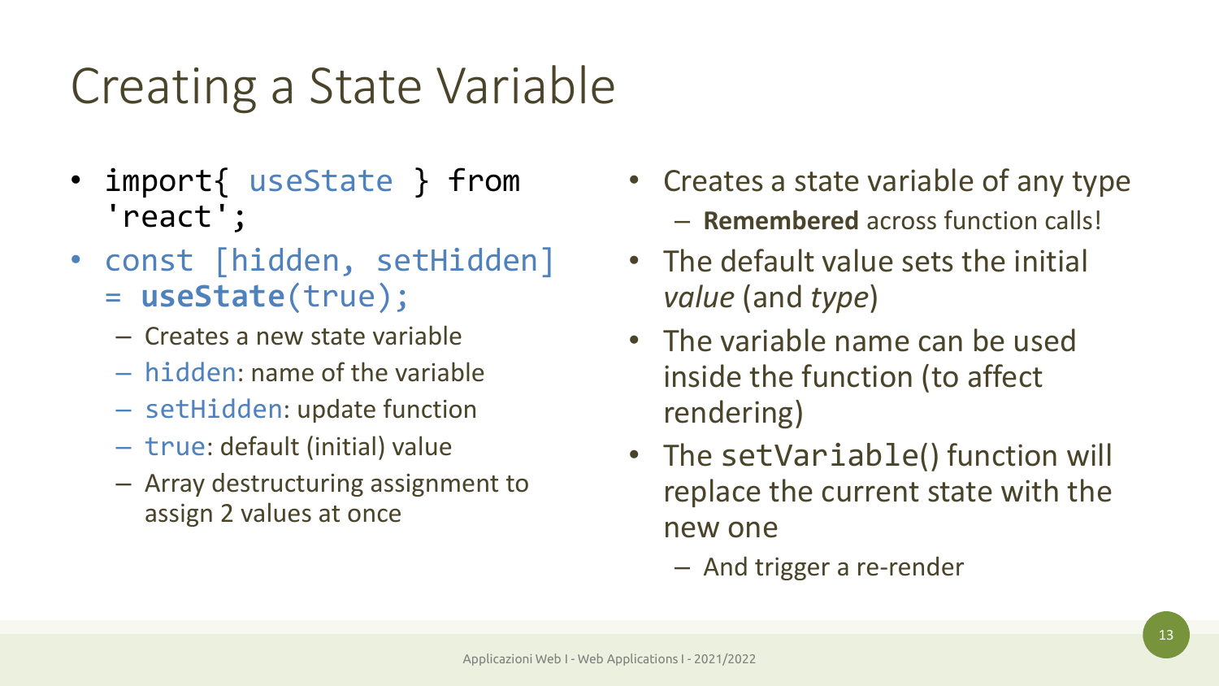# Creating a State Variable

- `import{ useState } from 'react';`
- `const [hidden, setHidden] = useState(true);`
  - Creates a new state variable
  - `hidden`: name of the variable
  - `setHidden`: update function
  - `true`: default (initial) value
  - Array destructuring assignment to assign 2 values at once

- Creates a state variable of any type
  - **Remembered** across function calls!
- The default value sets the initial *value* (and *type*)
- The variable name can be used inside the function (to affect rendering)
- The `setVariable()` function will replace the current state with the new one
  - And trigger a re-render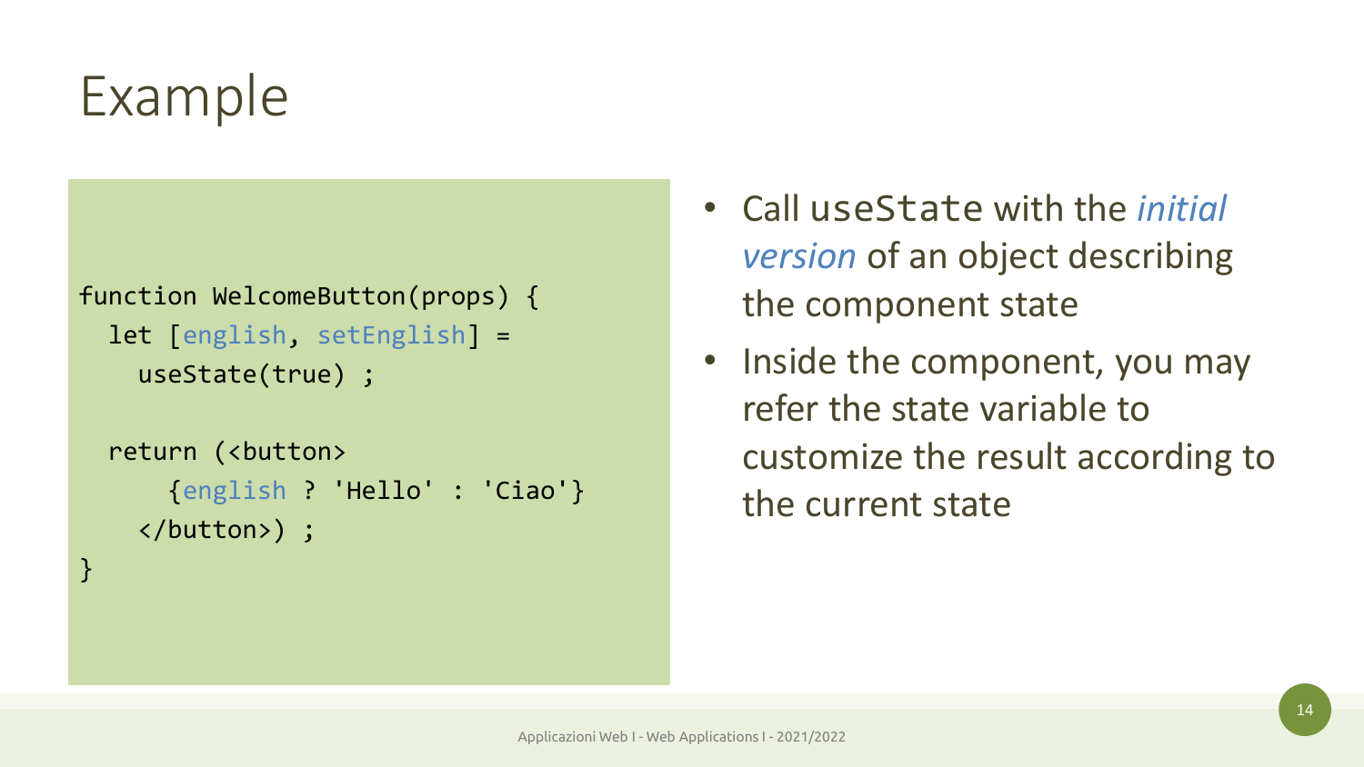# Example

```
function WelcomeButton(props) {
  let [english, setEnglish] =
    useState(true) ;

  return (<button>
      {english ? 'Hello' : 'Ciao'}
    </button>) ;
}
```

- Call `useState` with the *initial version* of an object describing the component state
- Inside the component, you may refer the state variable to customize the result according to the current state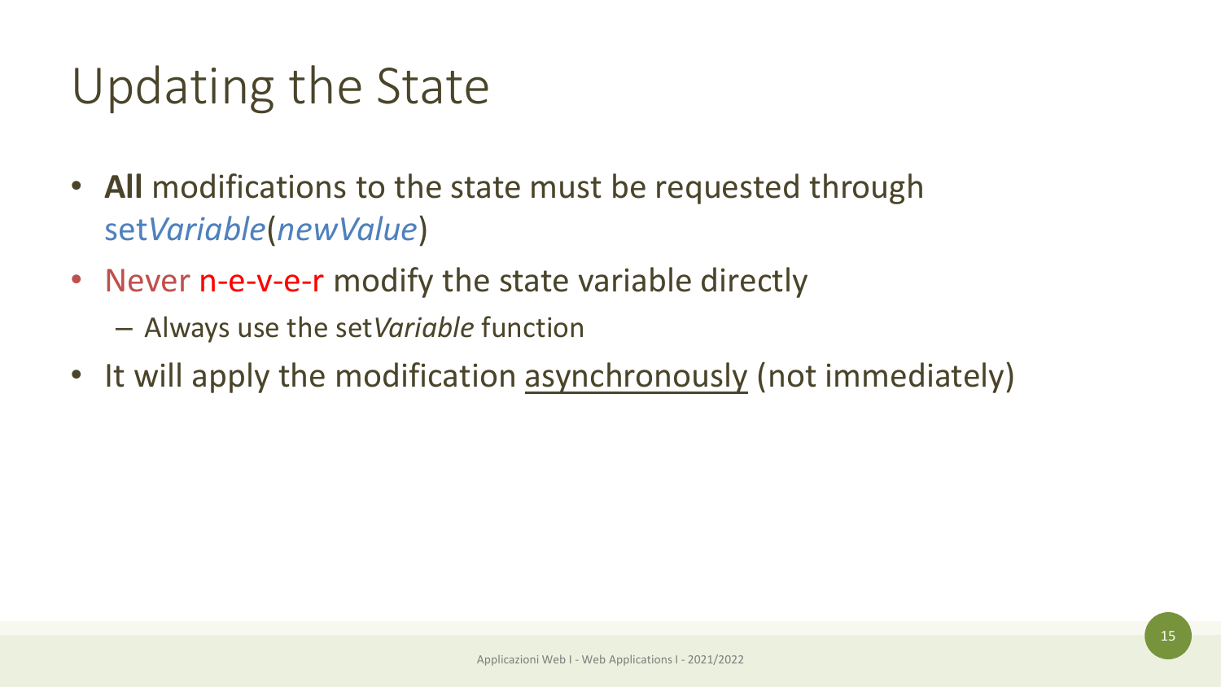# Updating the State

- **All** modifications to the state must be requested through set*Variable*(*newValue*)
- Never n-e-v-e-r modify the state variable directly
  - Always use the set*Variable* function
- It will apply the modification <u>asynchronously</u> (not immediately)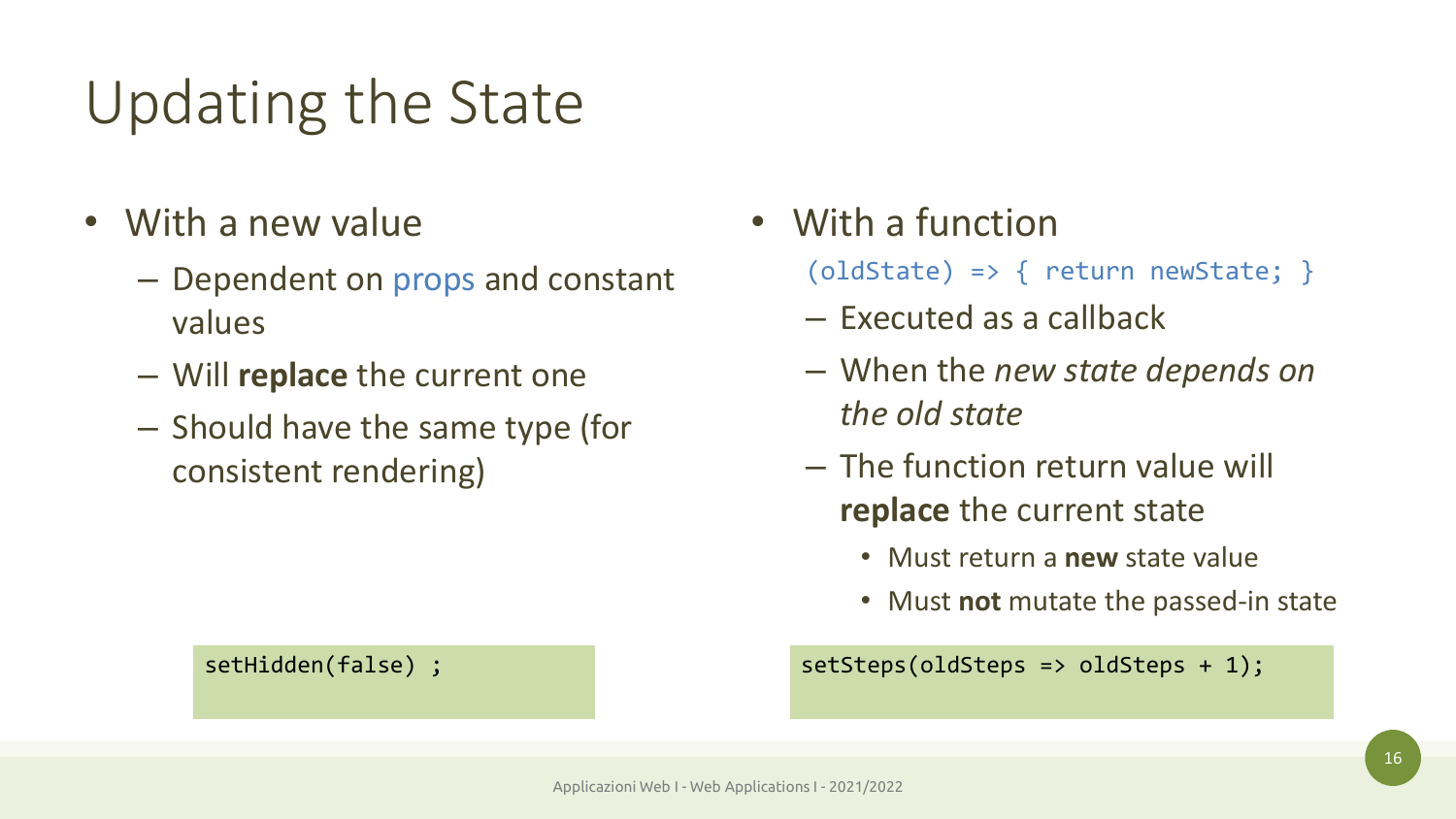# Updating the State

- With a new value
  - Dependent on props and constant values
  - Will **replace** the current one
  - Should have the same type (for consistent rendering)

```
setHidden(false) ;
```

- With a function

  `(oldState) => { return newState; }`

  - Executed as a callback
  - When the *new state depends on the old state*
  - The function return value will **replace** the current state
    - Must return a **new** state value
    - Must **not** mutate the passed-in state

```
setSteps(oldSteps => oldSteps + 1);
```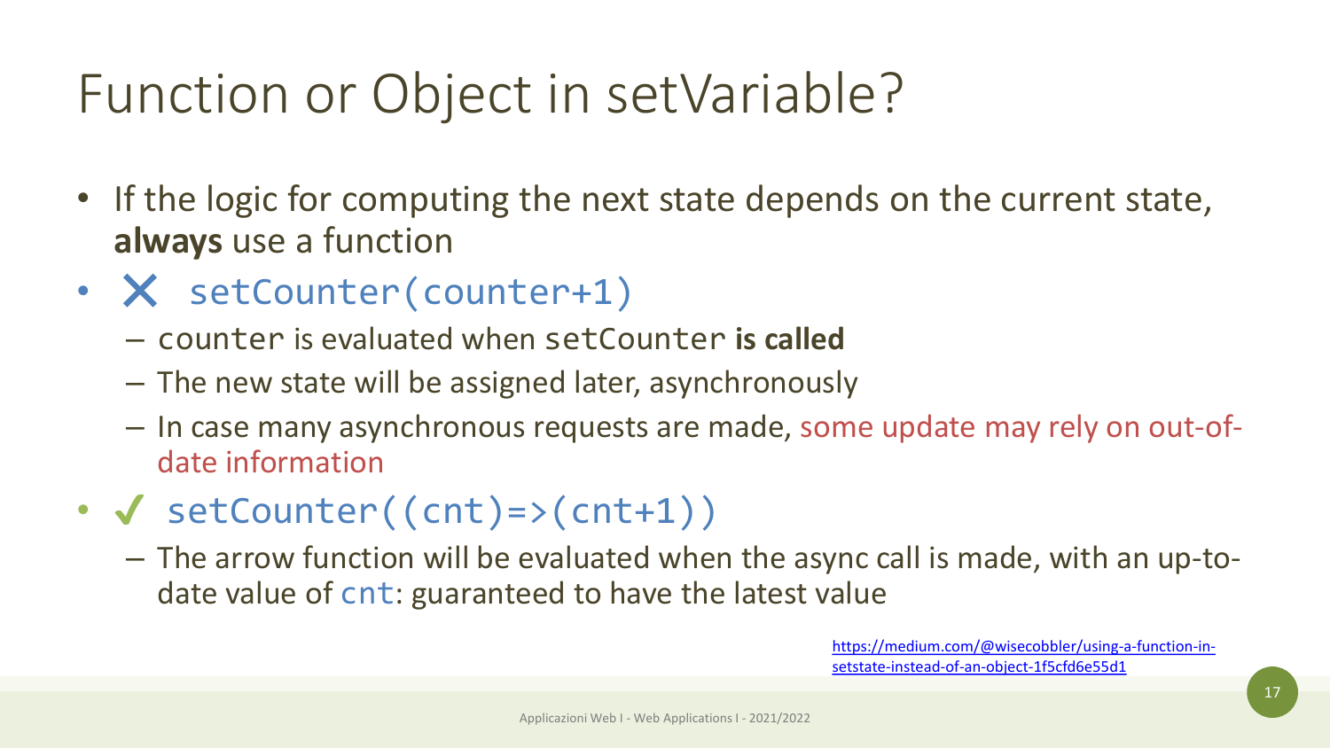# Function or Object in setVariable?

- If the logic for computing the next state depends on the current state, **always** use a function
- ✗ `setCounter(counter+1)`
  - `counter` is evaluated when `setCounter` **is called**
  - The new state will be assigned later, asynchronously
  - In case many asynchronous requests are made, some update may rely on out-of-date information
- ✓ `setCounter((cnt)=>(cnt+1))`
  - The arrow function will be evaluated when the async call is made, with an up-to-date value of `cnt`: guaranteed to have the latest value

https://medium.com/@wisecobbler/using-a-function-in-setstate-instead-of-an-object-1f5cfd6e55d1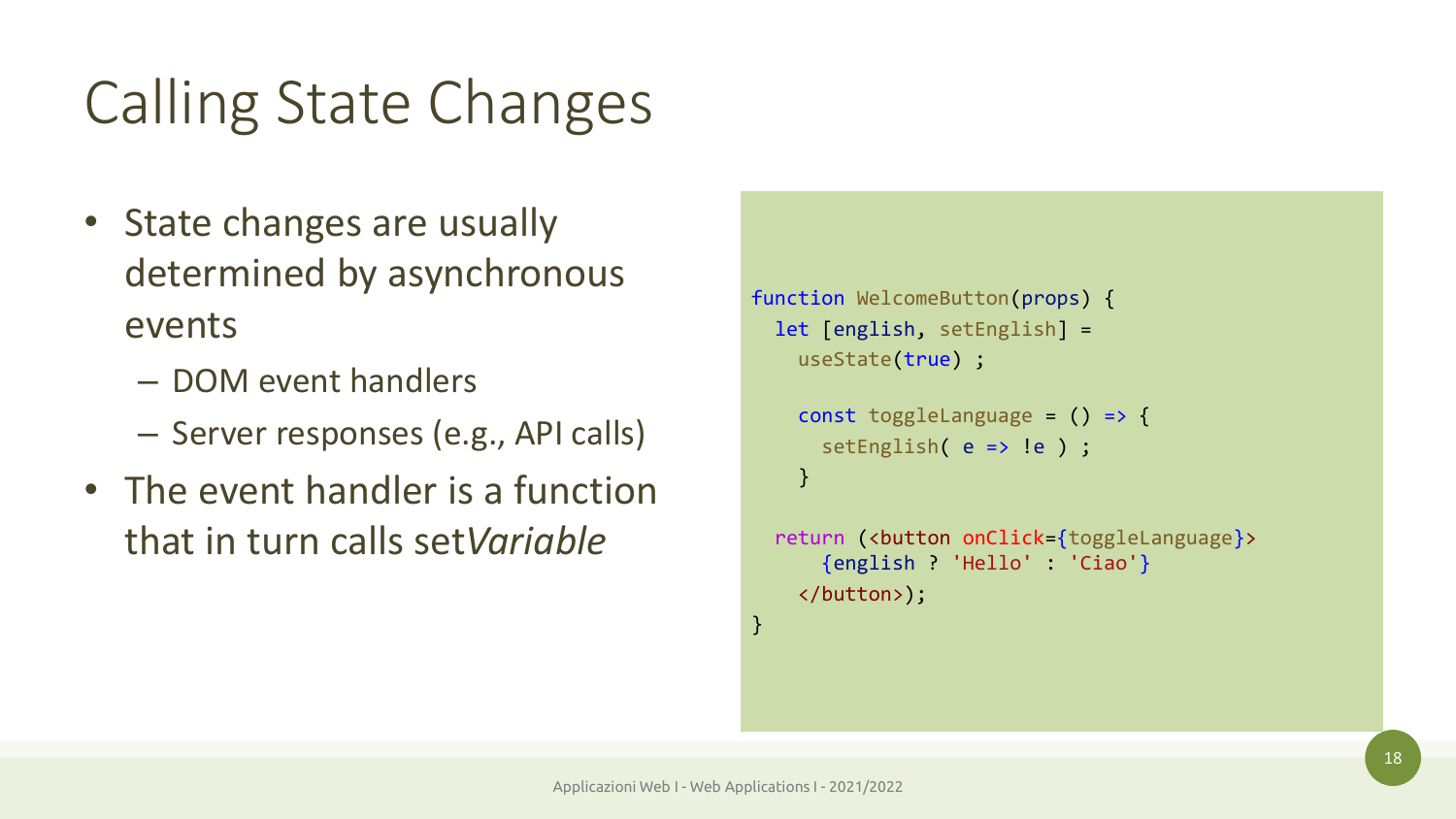# Calling State Changes

- State changes are usually determined by asynchronous events
  - DOM event handlers
  - Server responses (e.g., API calls)
- The event handler is a function that in turn calls set*Variable*

```
function WelcomeButton(props) {
  let [english, setEnglish] =
    useState(true) ;

    const toggleLanguage = () => {
      setEnglish( e => !e ) ;
    }

  return (<button onClick={toggleLanguage}>
      {english ? 'Hello' : 'Ciao'}
    </button>);
}
```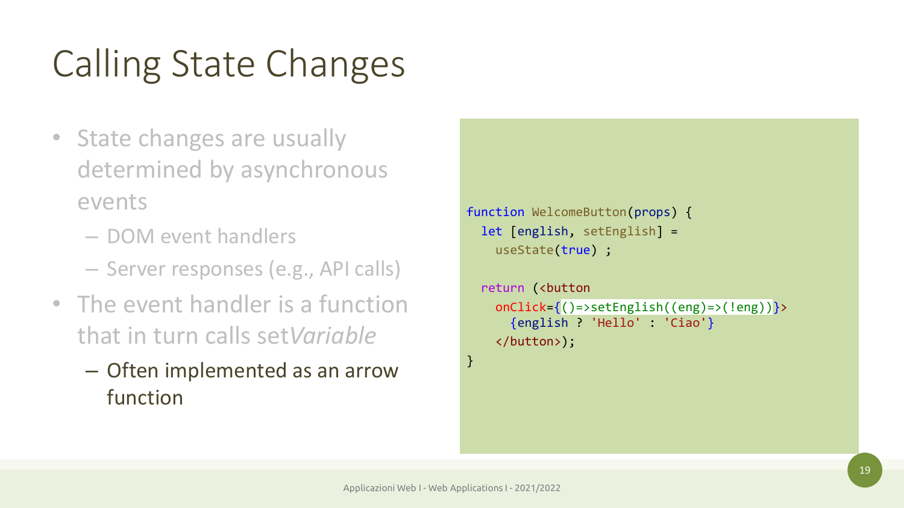# Calling State Changes

- State changes are usually determined by asynchronous events
  - DOM event handlers
  - Server responses (e.g., API calls)
- The event handler is a function that in turn calls set*Variable*
  - Often implemented as an arrow function

```
function WelcomeButton(props) {
  let [english, setEnglish] =
    useState(true) ;

  return (<button
    onClick={()=>setEnglish((eng)=>(!eng))}>
      {english ? 'Hello' : 'Ciao'}
    </button>);
}
```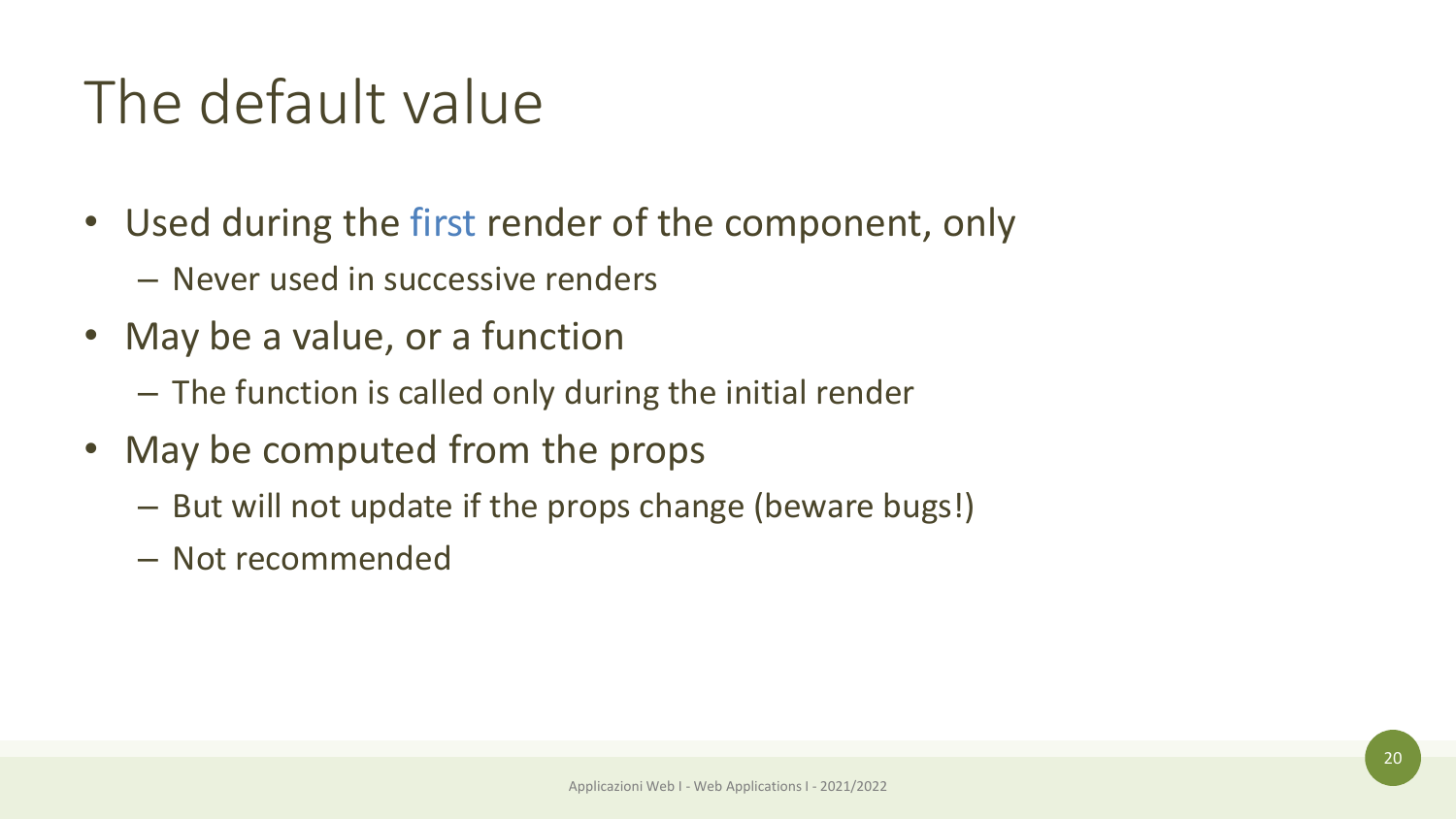# The default value

- Used during the first render of the component, only
  - Never used in successive renders
- May be a value, or a function
  - The function is called only during the initial render
- May be computed from the props
  - But will not update if the props change (beware bugs!)
  - Not recommended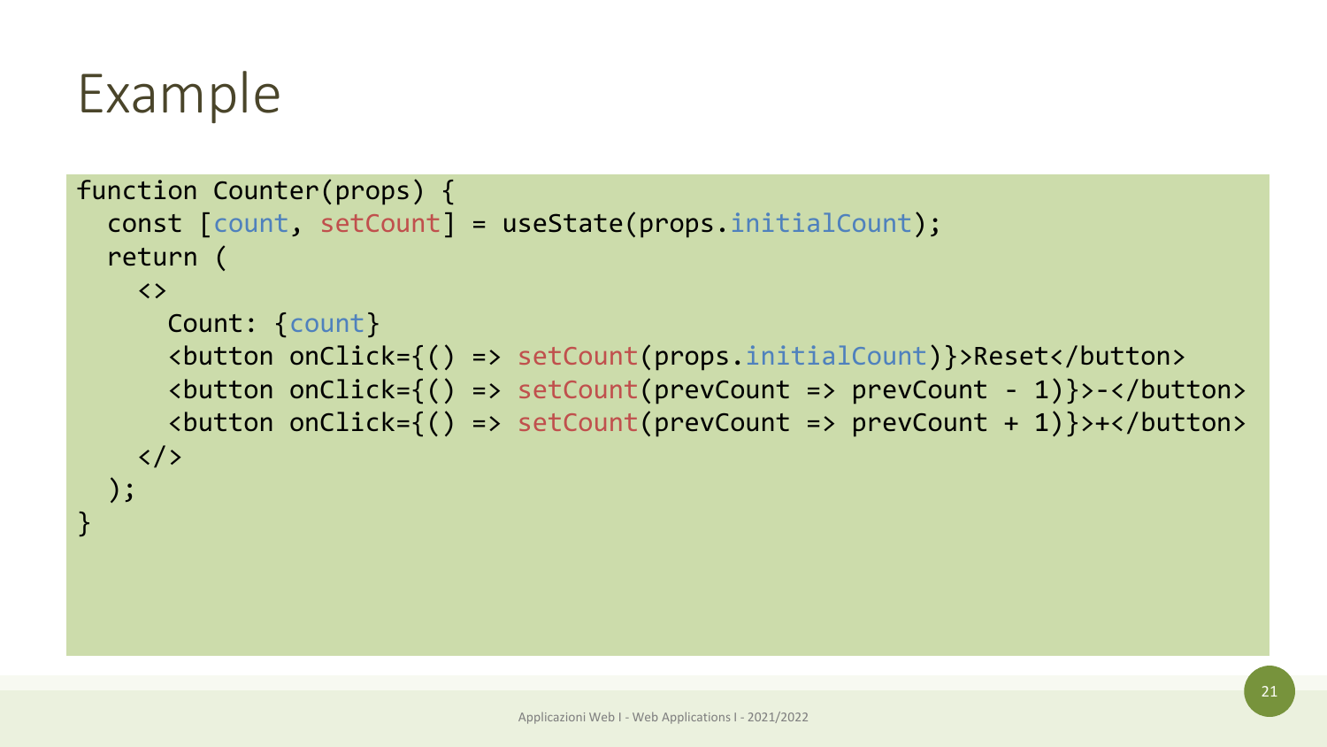# Example

```
function Counter(props) {
  const [count, setCount] = useState(props.initialCount);
  return (
    <>
      Count: {count}
      <button onClick={() => setCount(props.initialCount)}>Reset</button>
      <button onClick={() => setCount(prevCount => prevCount - 1)}>-</button>
      <button onClick={() => setCount(prevCount => prevCount + 1)}>+</button>
    </>
  );
}
```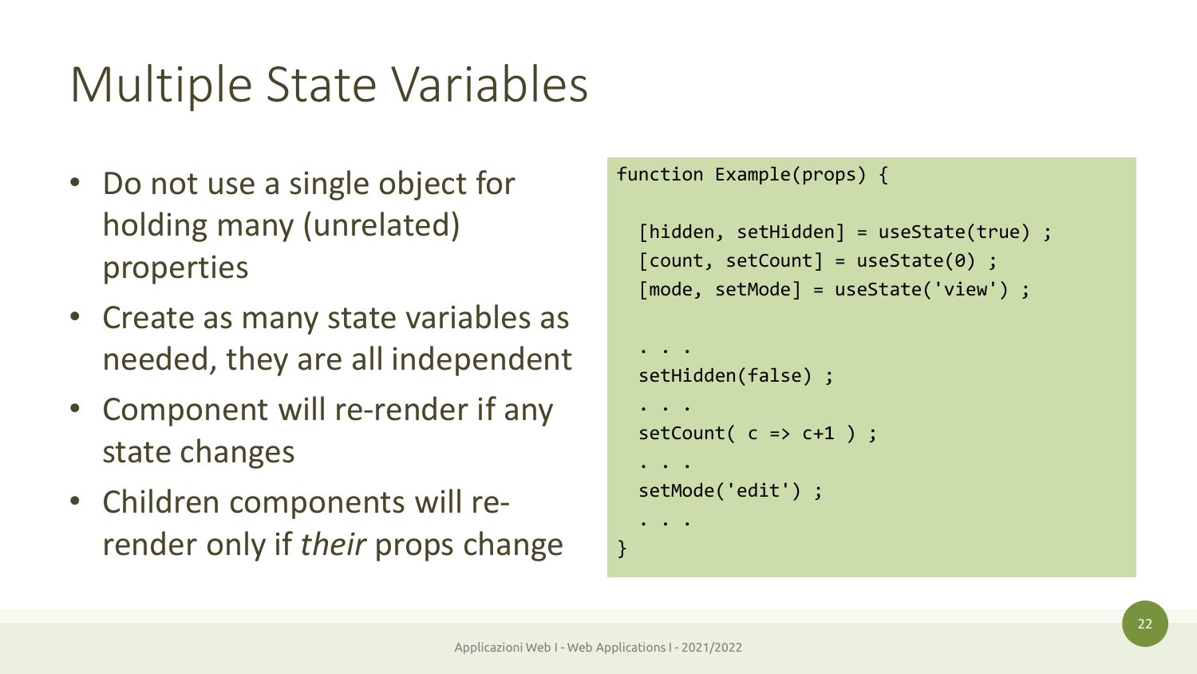# Multiple State Variables

- Do not use a single object for holding many (unrelated) properties
- Create as many state variables as needed, they are all independent
- Component will re-render if any state changes
- Children components will re-render only if *their* props change

```
function Example(props) {

  [hidden, setHidden] = useState(true) ;
  [count, setCount] = useState(0) ;
  [mode, setMode] = useState('view') ;

  . . .
  setHidden(false) ;
  . . .
  setCount( c => c+1 ) ;
  . . .
  setMode('edit') ;
  . . .
}
```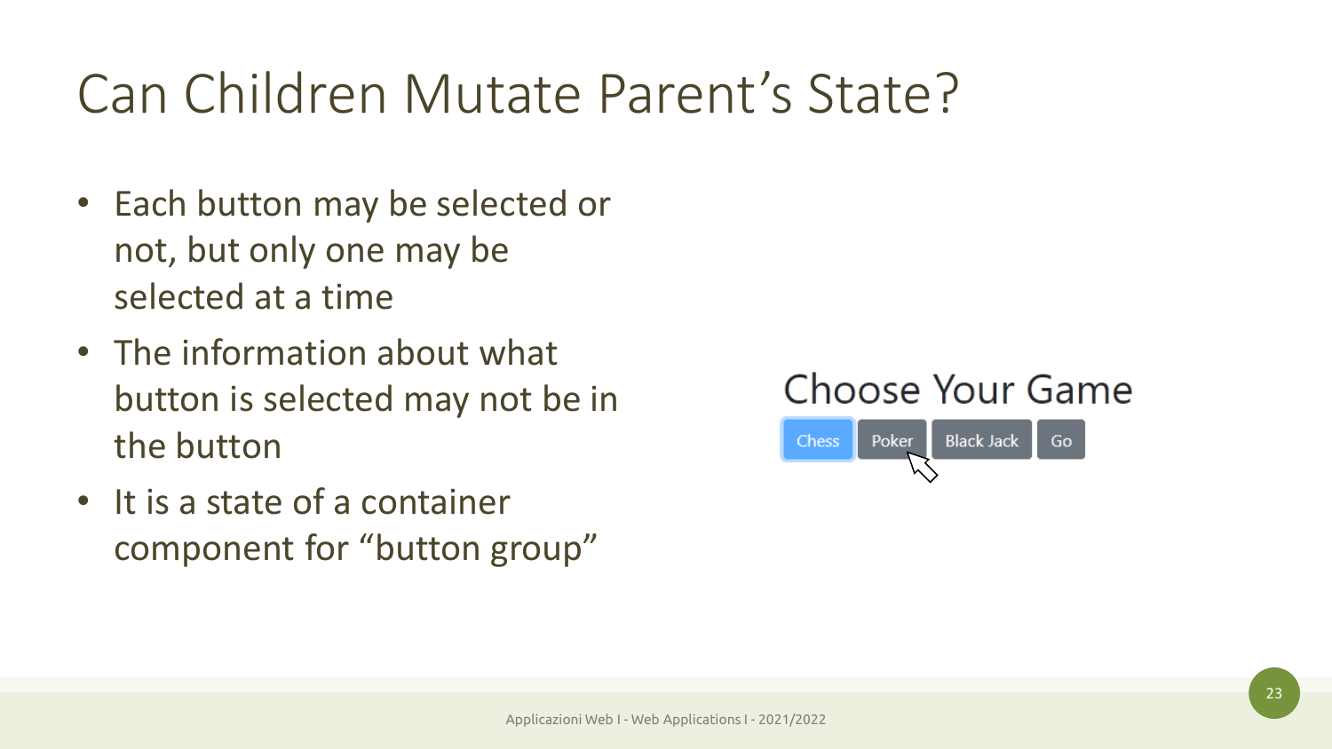# Can Children Mutate Parent's State?

- Each button may be selected or not, but only one may be selected at a time
- The information about what button is selected may not be in the button
- It is a state of a container component for "button group"

Choose Your Game

Chess | Poker | Black Jack | Go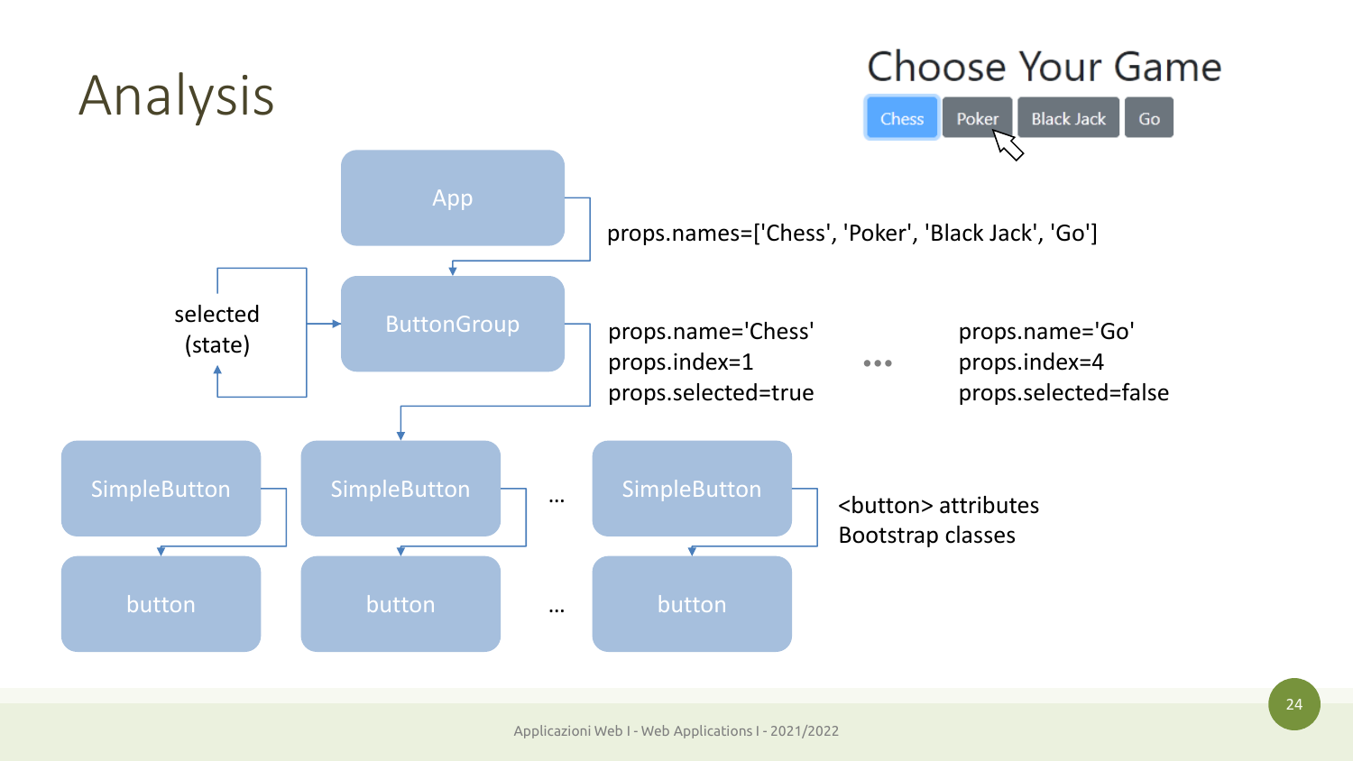# Analysis

## Choose Your Game

Chess | Poker | Black Jack | Go

App

props.names=['Chess', 'Poker', 'Black Jack', 'Go']

selected (state)

ButtonGroup

props.name='Chess'
props.index=1
props.selected=true

•••

props.name='Go'
props.index=4
props.selected=false

SimpleButton | SimpleButton | ... | SimpleButton

button | button | ... | button

<button> attributes
Bootstrap classes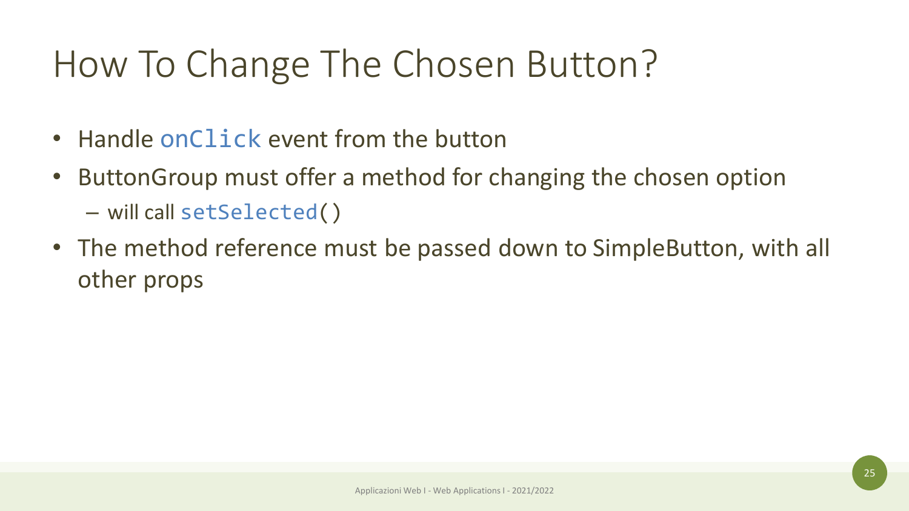# How To Change The Chosen Button?

- Handle `onClick` event from the button
- ButtonGroup must offer a method for changing the chosen option
  - will call `setSelected()`
- The method reference must be passed down to SimpleButton, with all other props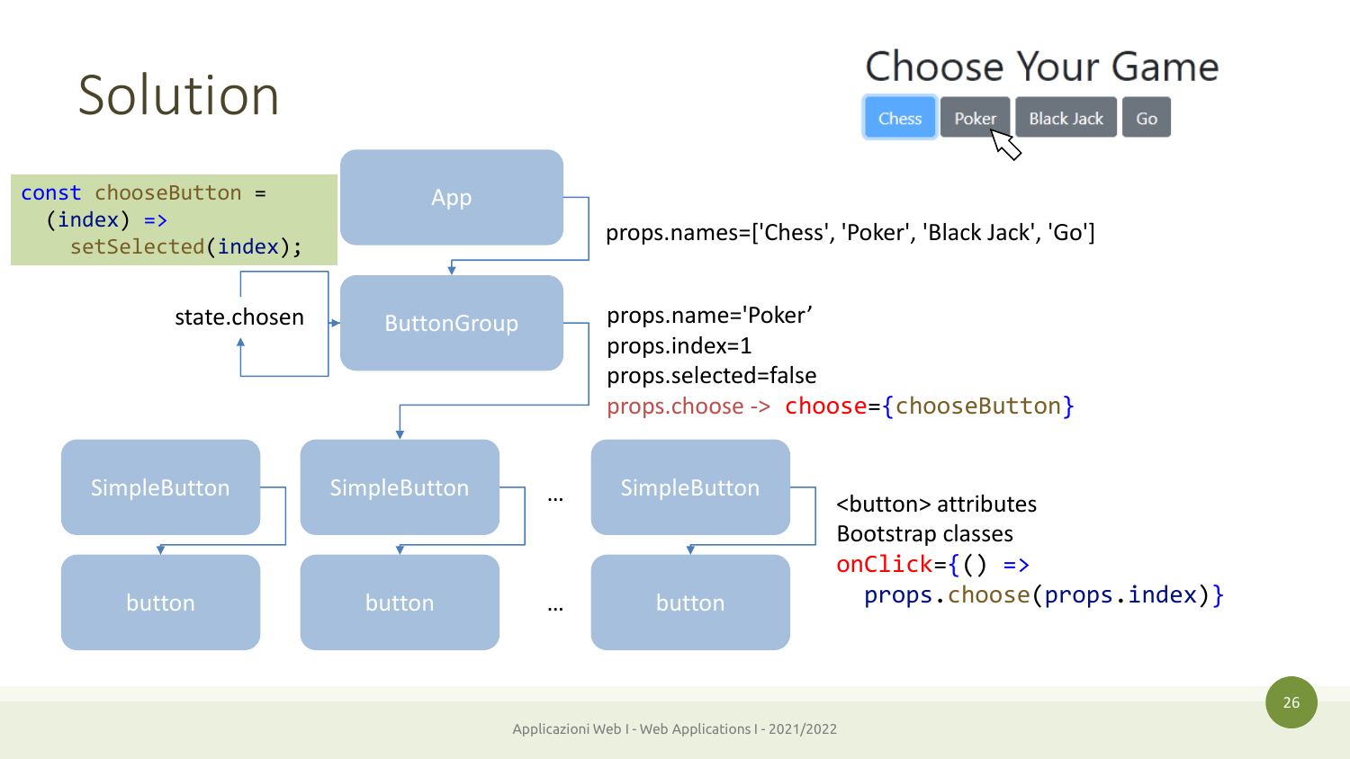# Solution

## Choose Your Game

Chess | Poker | Black Jack | Go

```
const chooseButton =
  (index) =>
    setSelected(index);
```

App

props.names=['Chess', 'Poker', 'Black Jack', 'Go']

state.chosen

ButtonGroup

props.name='Poker'
props.index=1
props.selected=false
props.choose -> `choose={chooseButton}`

SimpleButton | SimpleButton | … | SimpleButton

button | button | … | button

<button> attributes
Bootstrap classes

```
onClick={() =>
  props.choose(props.index)}
```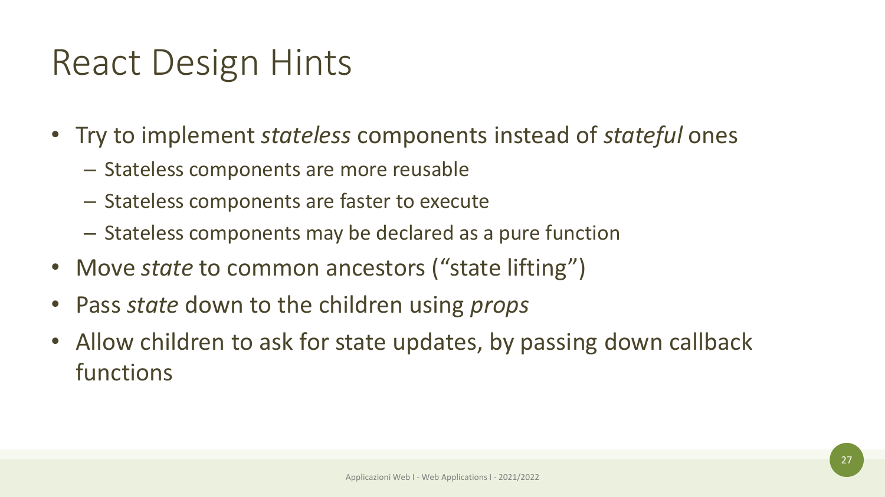# React Design Hints

- Try to implement *stateless* components instead of *stateful* ones
  - Stateless components are more reusable
  - Stateless components are faster to execute
  - Stateless components may be declared as a pure function
- Move *state* to common ancestors ("state lifting")
- Pass *state* down to the children using *props*
- Allow children to ask for state updates, by passing down callback functions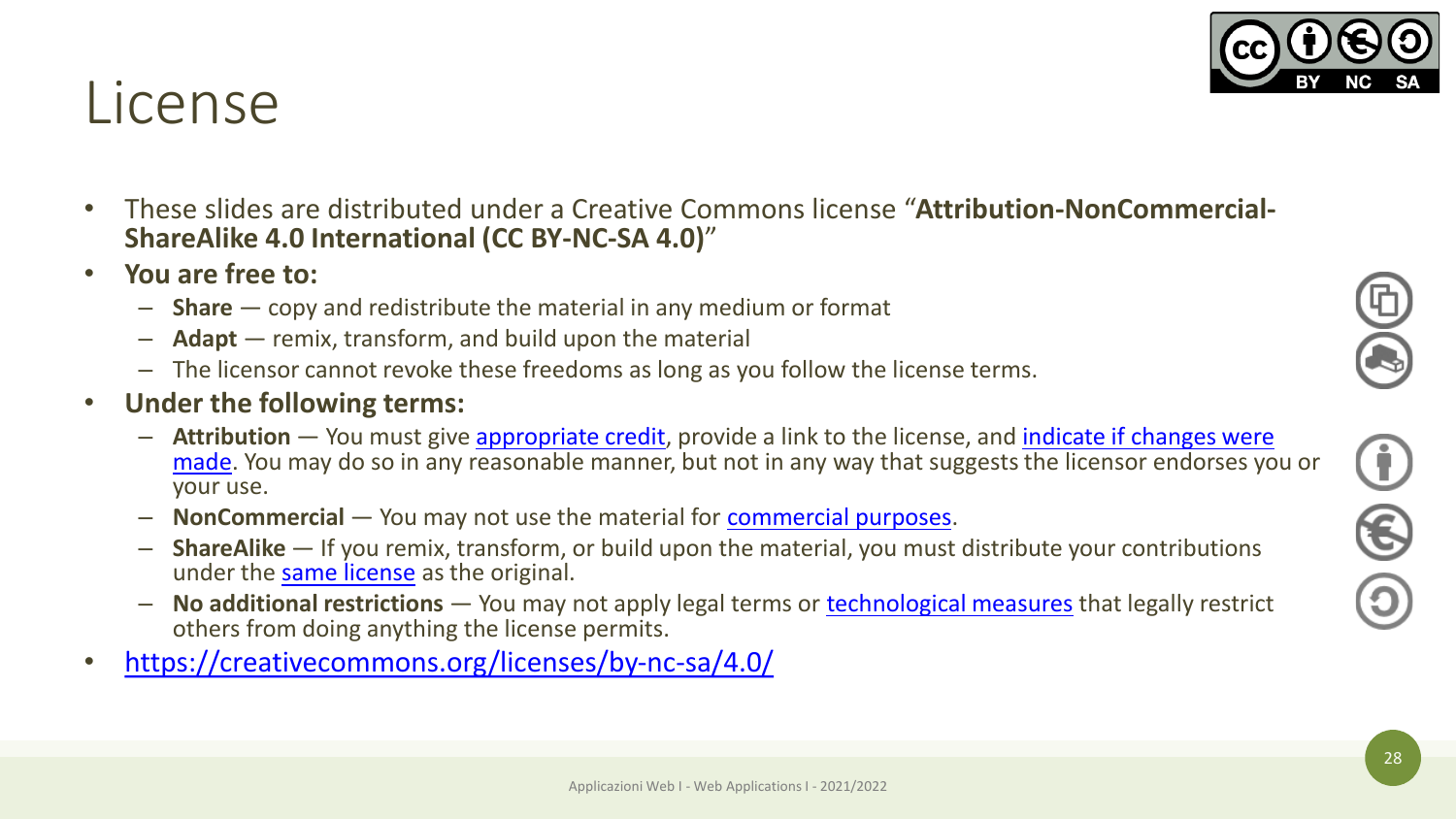# License

- These slides are distributed under a Creative Commons license "**Attribution-NonCommercial-ShareAlike 4.0 International (CC BY-NC-SA 4.0)**"
- **You are free to:**
  - **Share** — copy and redistribute the material in any medium or format
  - **Adapt** — remix, transform, and build upon the material
  - The licensor cannot revoke these freedoms as long as you follow the license terms.
- **Under the following terms:**
  - **Attribution** — You must give appropriate credit, provide a link to the license, and indicate if changes were made. You may do so in any reasonable manner, but not in any way that suggests the licensor endorses you or your use.
  - **NonCommercial** — You may not use the material for commercial purposes.
  - **ShareAlike** — If you remix, transform, or build upon the material, you must distribute your contributions under the same license as the original.
  - **No additional restrictions** — You may not apply legal terms or technological measures that legally restrict others from doing anything the license permits.
- https://creativecommons.org/licenses/by-nc-sa/4.0/